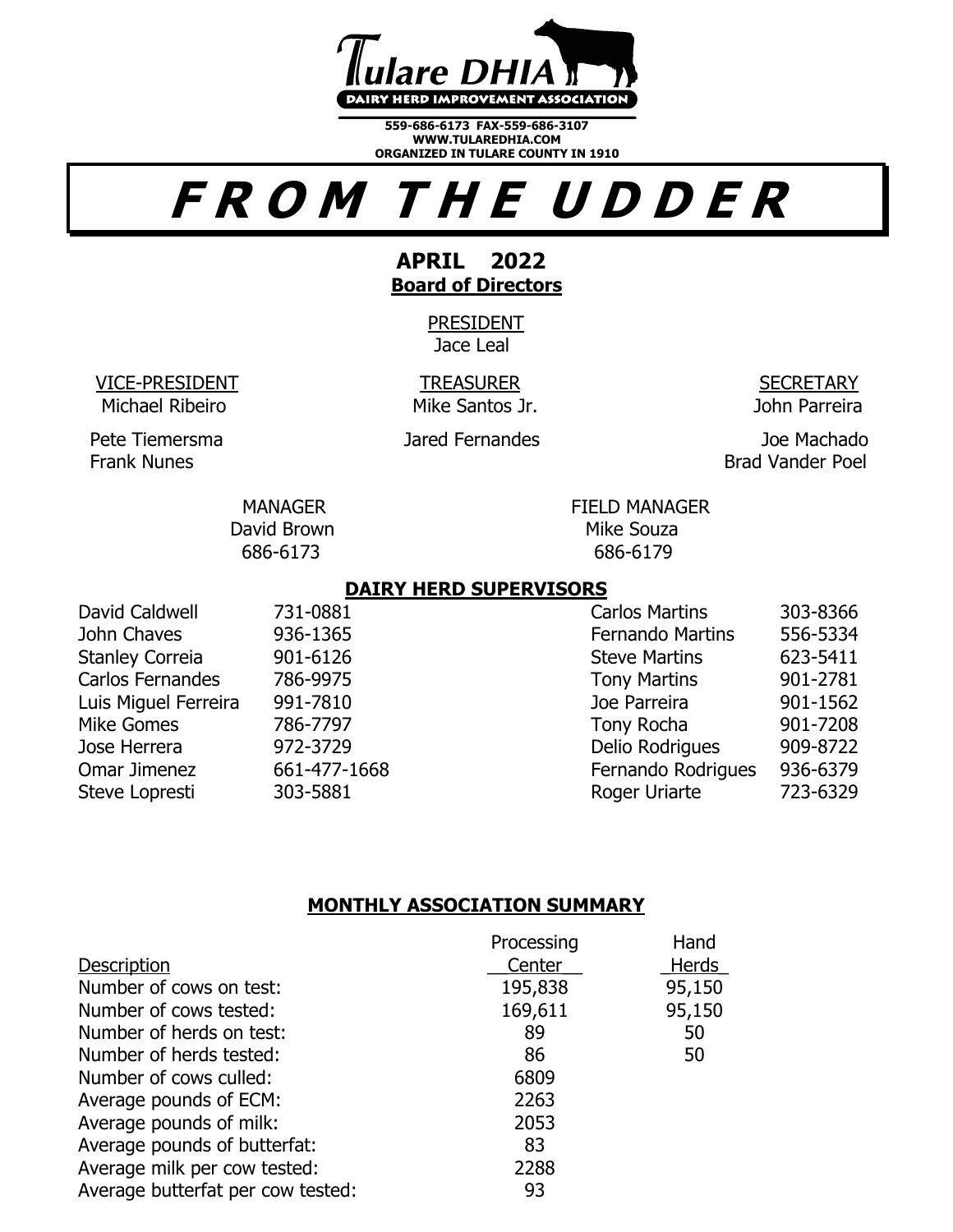Tulare DHIA

DAIRY HERD IMPROVEMENT ASSOCIATION

559-686-6173 FAX-559-686-3107
WWW.TULAREDHIA.COM
ORGANIZED IN TULARE COUNTY IN 1910

# F R O M T H E U D D E R

## APRIL 2022

### Board of Directors

PRESIDENT
Jace Leal

VICE-PRESIDENT
Michael Ribeiro

TREASURER
Mike Santos Jr.

SECRETARY
John Parreira

Pete Tiemersma
Frank Nunes
Jared Fernandes
Joe Machado
Brad Vander Poel

MANAGER
David Brown
686-6173

FIELD MANAGER
Mike Souza
686-6179

### DAIRY HERD SUPERVISORS

| | | | |
|---|---|---|---|
| David Caldwell | 731-0881 | Carlos Martins | 303-8366 |
| John Chaves | 936-1365 | Fernando Martins | 556-5334 |
| Stanley Correia | 901-6126 | Steve Martins | 623-5411 |
| Carlos Fernandes | 786-9975 | Tony Martins | 901-2781 |
| Luis Miguel Ferreira | 991-7810 | Joe Parreira | 901-1562 |
| Mike Gomes | 786-7797 | Tony Rocha | 901-7208 |
| Jose Herrera | 972-3729 | Delio Rodrigues | 909-8722 |
| Omar Jimenez | 661-477-1668 | Fernando Rodrigues | 936-6379 |
| Steve Lopresti | 303-5881 | Roger Uriarte | 723-6329 |

### MONTHLY ASSOCIATION SUMMARY

| Description | Processing Center | Hand Herds |
|---|---|---|
| Number of cows on test: | 195,838 | 95,150 |
| Number of cows tested: | 169,611 | 95,150 |
| Number of herds on test: | 89 | 50 |
| Number of herds tested: | 86 | 50 |
| Number of cows culled: | 6809 | |
| Average pounds of ECM: | 2263 | |
| Average pounds of milk: | 2053 | |
| Average pounds of butterfat: | 83 | |
| Average milk per cow tested: | 2288 | |
| Average butterfat per cow tested: | 93 | |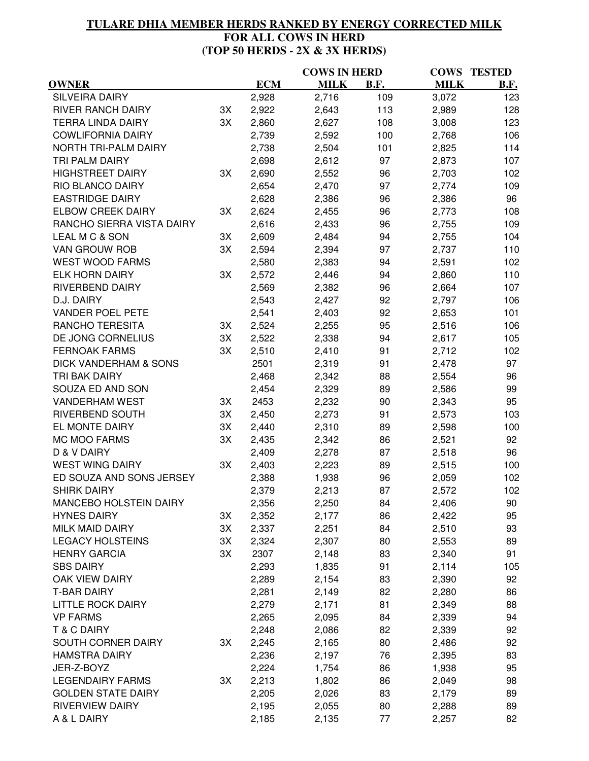# TULARE DHIA MEMBER HERDS RANKED BY ENERGY CORRECTED MILK
## FOR ALL COWS IN HERD
## (TOP 50 HERDS - 2X & 3X HERDS)

| OWNER | | ECM | COWS IN HERD MILK | COWS IN HERD B.F. | COWS TESTED MILK | COWS TESTED B.F. |
|---|---|---|---|---|---|---|
| SILVEIRA DAIRY | | 2,928 | 2,716 | 109 | 3,072 | 123 |
| RIVER RANCH DAIRY | 3X | 2,922 | 2,643 | 113 | 2,989 | 128 |
| TERRA LINDA DAIRY | 3X | 2,860 | 2,627 | 108 | 3,008 | 123 |
| COWLIFORNIA DAIRY | | 2,739 | 2,592 | 100 | 2,768 | 106 |
| NORTH TRI-PALM DAIRY | | 2,738 | 2,504 | 101 | 2,825 | 114 |
| TRI PALM DAIRY | | 2,698 | 2,612 | 97 | 2,873 | 107 |
| HIGHSTREET DAIRY | 3X | 2,690 | 2,552 | 96 | 2,703 | 102 |
| RIO BLANCO DAIRY | | 2,654 | 2,470 | 97 | 2,774 | 109 |
| EASTRIDGE DAIRY | | 2,628 | 2,386 | 96 | 2,386 | 96 |
| ELBOW CREEK DAIRY | 3X | 2,624 | 2,455 | 96 | 2,773 | 108 |
| RANCHO SIERRA VISTA DAIRY | | 2,616 | 2,433 | 96 | 2,755 | 109 |
| LEAL M C & SON | 3X | 2,609 | 2,484 | 94 | 2,755 | 104 |
| VAN GROUW ROB | 3X | 2,594 | 2,394 | 97 | 2,737 | 110 |
| WEST WOOD FARMS | | 2,580 | 2,383 | 94 | 2,591 | 102 |
| ELK HORN DAIRY | 3X | 2,572 | 2,446 | 94 | 2,860 | 110 |
| RIVERBEND DAIRY | | 2,569 | 2,382 | 96 | 2,664 | 107 |
| D.J. DAIRY | | 2,543 | 2,427 | 92 | 2,797 | 106 |
| VANDER POEL PETE | | 2,541 | 2,403 | 92 | 2,653 | 101 |
| RANCHO TERESITA | 3X | 2,524 | 2,255 | 95 | 2,516 | 106 |
| DE JONG CORNELIUS | 3X | 2,522 | 2,338 | 94 | 2,617 | 105 |
| FERNOAK FARMS | 3X | 2,510 | 2,410 | 91 | 2,712 | 102 |
| DICK VANDERHAM & SONS | | 2501 | 2,319 | 91 | 2,478 | 97 |
| TRI BAK DAIRY | | 2,468 | 2,342 | 88 | 2,554 | 96 |
| SOUZA ED AND SON | | 2,454 | 2,329 | 89 | 2,586 | 99 |
| VANDERHAM WEST | 3X | 2453 | 2,232 | 90 | 2,343 | 95 |
| RIVERBEND SOUTH | 3X | 2,450 | 2,273 | 91 | 2,573 | 103 |
| EL MONTE DAIRY | 3X | 2,440 | 2,310 | 89 | 2,598 | 100 |
| MC MOO FARMS | 3X | 2,435 | 2,342 | 86 | 2,521 | 92 |
| D & V DAIRY | | 2,409 | 2,278 | 87 | 2,518 | 96 |
| WEST WING DAIRY | 3X | 2,403 | 2,223 | 89 | 2,515 | 100 |
| ED SOUZA AND SONS JERSEY | | 2,388 | 1,938 | 96 | 2,059 | 102 |
| SHIRK DAIRY | | 2,379 | 2,213 | 87 | 2,572 | 102 |
| MANCEBO HOLSTEIN DAIRY | | 2,356 | 2,250 | 84 | 2,406 | 90 |
| HYNES DAIRY | 3X | 2,352 | 2,177 | 86 | 2,422 | 95 |
| MILK MAID DAIRY | 3X | 2,337 | 2,251 | 84 | 2,510 | 93 |
| LEGACY HOLSTEINS | 3X | 2,324 | 2,307 | 80 | 2,553 | 89 |
| HENRY GARCIA | 3X | 2307 | 2,148 | 83 | 2,340 | 91 |
| SBS DAIRY | | 2,293 | 1,835 | 91 | 2,114 | 105 |
| OAK VIEW DAIRY | | 2,289 | 2,154 | 83 | 2,390 | 92 |
| T-BAR DAIRY | | 2,281 | 2,149 | 82 | 2,280 | 86 |
| LITTLE ROCK DAIRY | | 2,279 | 2,171 | 81 | 2,349 | 88 |
| VP FARMS | | 2,265 | 2,095 | 84 | 2,339 | 94 |
| T & C DAIRY | | 2,248 | 2,086 | 82 | 2,339 | 92 |
| SOUTH CORNER DAIRY | 3X | 2,245 | 2,165 | 80 | 2,486 | 92 |
| HAMSTRA DAIRY | | 2,236 | 2,197 | 76 | 2,395 | 83 |
| JER-Z-BOYZ | | 2,224 | 1,754 | 86 | 1,938 | 95 |
| LEGENDAIRY FARMS | 3X | 2,213 | 1,802 | 86 | 2,049 | 98 |
| GOLDEN STATE DAIRY | | 2,205 | 2,026 | 83 | 2,179 | 89 |
| RIVERVIEW DAIRY | | 2,195 | 2,055 | 80 | 2,288 | 89 |
| A & L DAIRY | | 2,185 | 2,135 | 77 | 2,257 | 82 |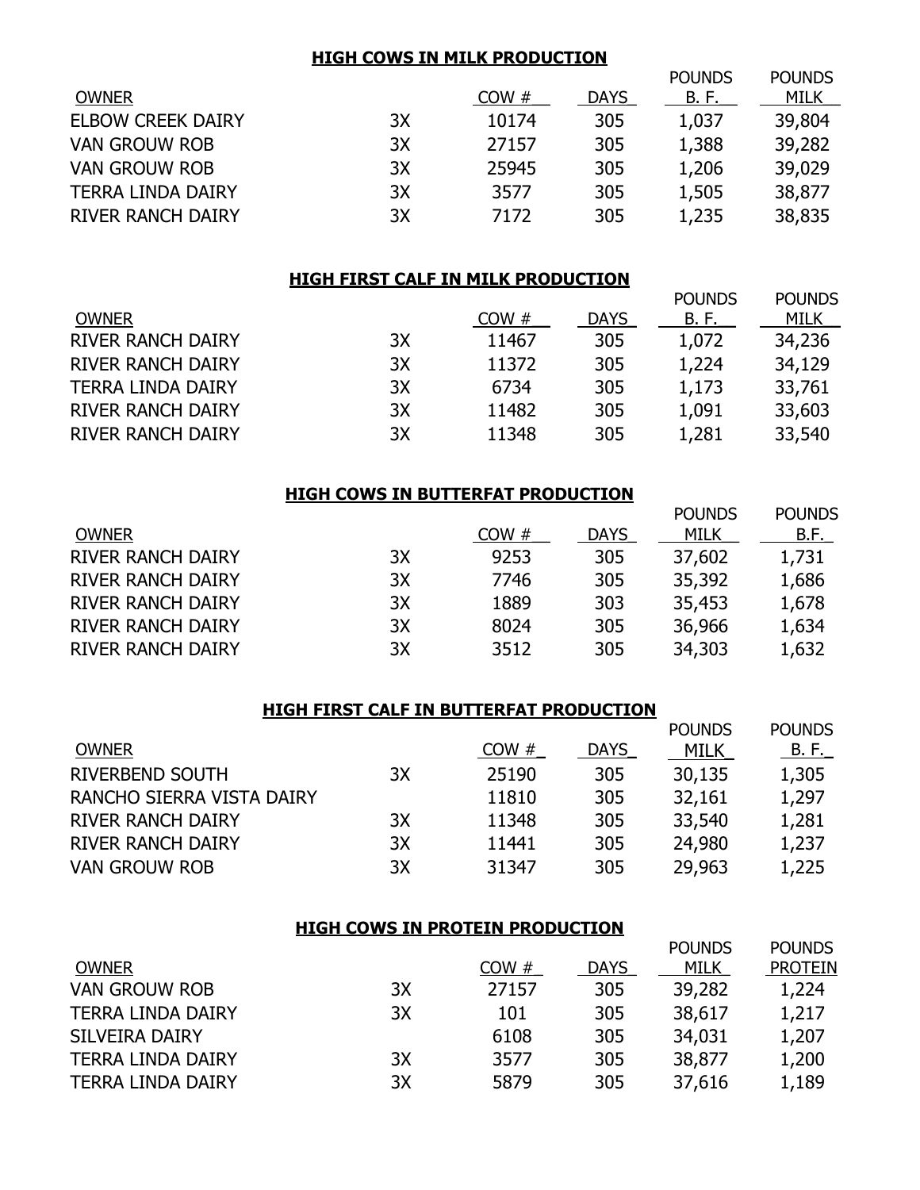## HIGH COWS IN MILK PRODUCTION

| OWNER | | COW # | DAYS | POUNDS B. F. | POUNDS MILK |
|---|---|---|---|---|---|
| ELBOW CREEK DAIRY | 3X | 10174 | 305 | 1,037 | 39,804 |
| VAN GROUW ROB | 3X | 27157 | 305 | 1,388 | 39,282 |
| VAN GROUW ROB | 3X | 25945 | 305 | 1,206 | 39,029 |
| TERRA LINDA DAIRY | 3X | 3577 | 305 | 1,505 | 38,877 |
| RIVER RANCH DAIRY | 3X | 7172 | 305 | 1,235 | 38,835 |

## HIGH FIRST CALF IN MILK PRODUCTION

| OWNER | | COW # | DAYS | POUNDS B. F. | POUNDS MILK |
|---|---|---|---|---|---|
| RIVER RANCH DAIRY | 3X | 11467 | 305 | 1,072 | 34,236 |
| RIVER RANCH DAIRY | 3X | 11372 | 305 | 1,224 | 34,129 |
| TERRA LINDA DAIRY | 3X | 6734 | 305 | 1,173 | 33,761 |
| RIVER RANCH DAIRY | 3X | 11482 | 305 | 1,091 | 33,603 |
| RIVER RANCH DAIRY | 3X | 11348 | 305 | 1,281 | 33,540 |

## HIGH COWS IN BUTTERFAT PRODUCTION

| OWNER | | COW # | DAYS | POUNDS MILK | POUNDS B.F. |
|---|---|---|---|---|---|
| RIVER RANCH DAIRY | 3X | 9253 | 305 | 37,602 | 1,731 |
| RIVER RANCH DAIRY | 3X | 7746 | 305 | 35,392 | 1,686 |
| RIVER RANCH DAIRY | 3X | 1889 | 303 | 35,453 | 1,678 |
| RIVER RANCH DAIRY | 3X | 8024 | 305 | 36,966 | 1,634 |
| RIVER RANCH DAIRY | 3X | 3512 | 305 | 34,303 | 1,632 |

## HIGH FIRST CALF IN BUTTERFAT PRODUCTION

| OWNER | | COW # | DAYS | POUNDS MILK | POUNDS B. F. |
|---|---|---|---|---|---|
| RIVERBEND SOUTH | 3X | 25190 | 305 | 30,135 | 1,305 |
| RANCHO SIERRA VISTA DAIRY | | 11810 | 305 | 32,161 | 1,297 |
| RIVER RANCH DAIRY | 3X | 11348 | 305 | 33,540 | 1,281 |
| RIVER RANCH DAIRY | 3X | 11441 | 305 | 24,980 | 1,237 |
| VAN GROUW ROB | 3X | 31347 | 305 | 29,963 | 1,225 |

## HIGH COWS IN PROTEIN PRODUCTION

| OWNER | | COW # | DAYS | POUNDS MILK | POUNDS PROTEIN |
|---|---|---|---|---|---|
| VAN GROUW ROB | 3X | 27157 | 305 | 39,282 | 1,224 |
| TERRA LINDA DAIRY | 3X | 101 | 305 | 38,617 | 1,217 |
| SILVEIRA DAIRY | | 6108 | 305 | 34,031 | 1,207 |
| TERRA LINDA DAIRY | 3X | 3577 | 305 | 38,877 | 1,200 |
| TERRA LINDA DAIRY | 3X | 5879 | 305 | 37,616 | 1,189 |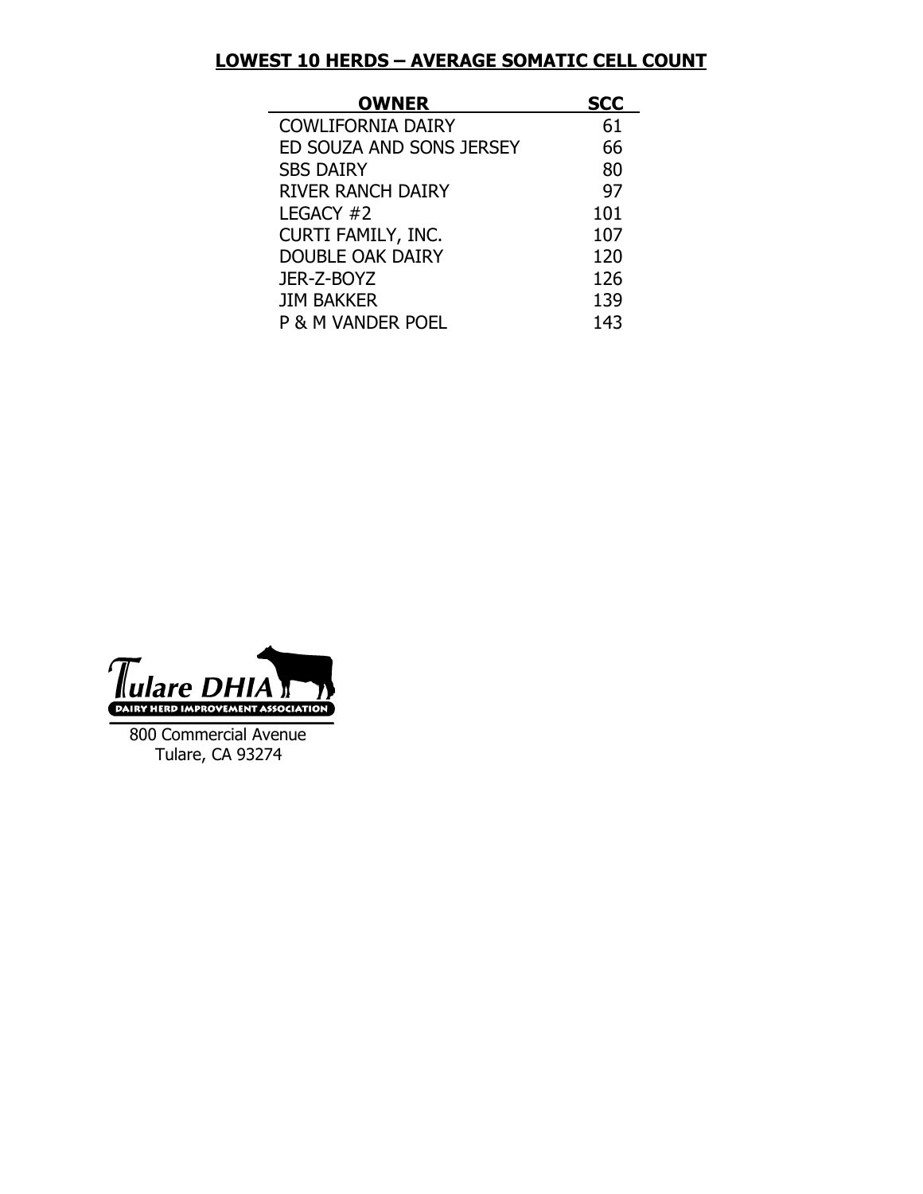## LOWEST 10 HERDS – AVERAGE SOMATIC CELL COUNT

| OWNER | SCC |
|---|---|
| COWLIFORNIA DAIRY | 61 |
| ED SOUZA AND SONS JERSEY | 66 |
| SBS DAIRY | 80 |
| RIVER RANCH DAIRY | 97 |
| LEGACY #2 | 101 |
| CURTI FAMILY, INC. | 107 |
| DOUBLE OAK DAIRY | 120 |
| JER-Z-BOYZ | 126 |
| JIM BAKKER | 139 |
| P & M VANDER POEL | 143 |

Tulare DHIA

DAIRY HERD IMPROVEMENT ASSOCIATION

800 Commercial Avenue
Tulare, CA 93274